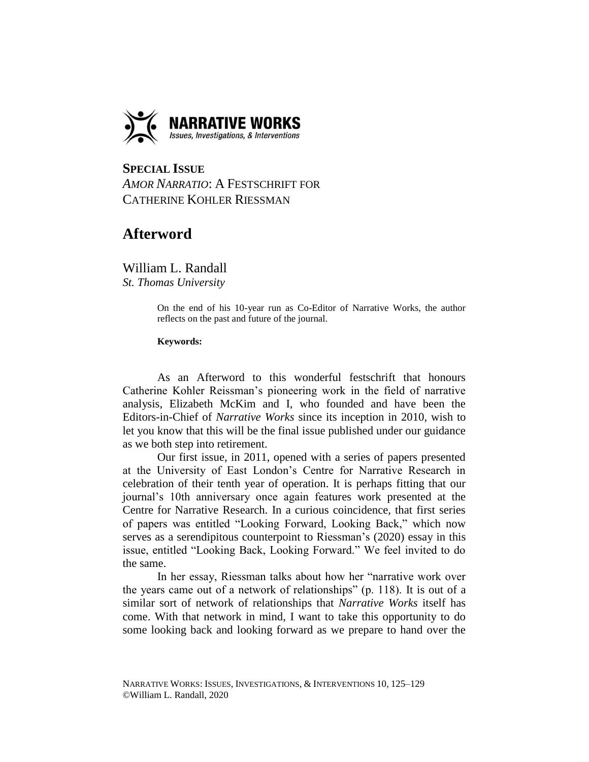**NARRATIVE WORKS**
*Issues, Investigations, & Interventions*

**SPECIAL ISSUE**
*AMOR NARRATIO*: A FESTSCHRIFT FOR CATHERINE KOHLER RIESSMAN

# Afterword

William L. Randall
*St. Thomas University*

> On the end of his 10-year run as Co-Editor of Narrative Works, the author reflects on the past and future of the journal.
>
> **Keywords:**

As an Afterword to this wonderful festschrift that honours Catherine Kohler Reissman's pioneering work in the field of narrative analysis, Elizabeth McKim and I, who founded and have been the Editors-in-Chief of *Narrative Works* since its inception in 2010, wish to let you know that this will be the final issue published under our guidance as we both step into retirement.

Our first issue, in 2011, opened with a series of papers presented at the University of East London's Centre for Narrative Research in celebration of their tenth year of operation. It is perhaps fitting that our journal's 10th anniversary once again features work presented at the Centre for Narrative Research. In a curious coincidence, that first series of papers was entitled "Looking Forward, Looking Back," which now serves as a serendipitous counterpoint to Riessman's (2020) essay in this issue, entitled "Looking Back, Looking Forward." We feel invited to do the same.

In her essay, Riessman talks about how her "narrative work over the years came out of a network of relationships" (p. 118). It is out of a similar sort of network of relationships that *Narrative Works* itself has come. With that network in mind, I want to take this opportunity to do some looking back and looking forward as we prepare to hand over the

©William L. Randall, 2020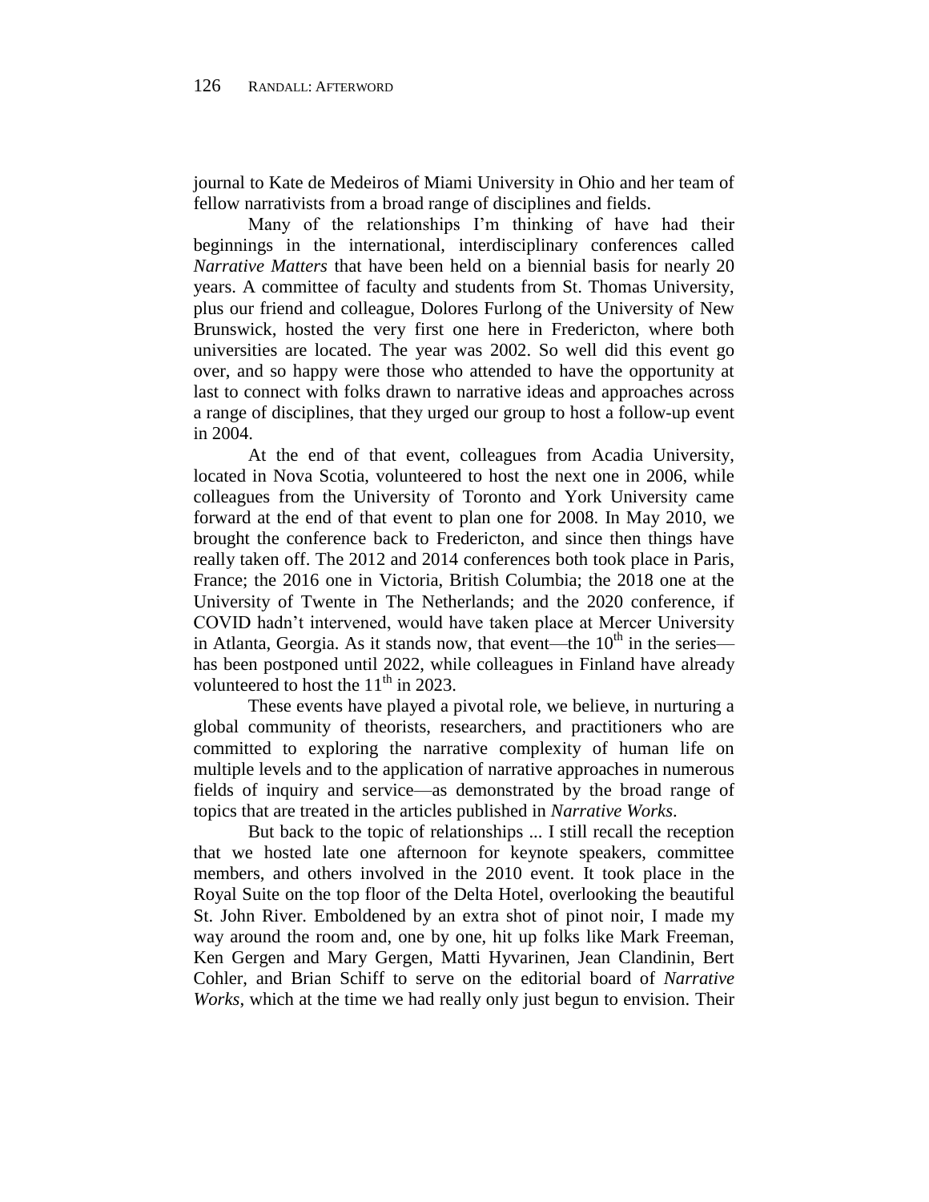journal to Kate de Medeiros of Miami University in Ohio and her team of fellow narrativists from a broad range of disciplines and fields.

Many of the relationships I'm thinking of have had their beginnings in the international, interdisciplinary conferences called *Narrative Matters* that have been held on a biennial basis for nearly 20 years. A committee of faculty and students from St. Thomas University, plus our friend and colleague, Dolores Furlong of the University of New Brunswick, hosted the very first one here in Fredericton, where both universities are located. The year was 2002. So well did this event go over, and so happy were those who attended to have the opportunity at last to connect with folks drawn to narrative ideas and approaches across a range of disciplines, that they urged our group to host a follow-up event in 2004.

At the end of that event, colleagues from Acadia University, located in Nova Scotia, volunteered to host the next one in 2006, while colleagues from the University of Toronto and York University came forward at the end of that event to plan one for 2008. In May 2010, we brought the conference back to Fredericton, and since then things have really taken off. The 2012 and 2014 conferences both took place in Paris, France; the 2016 one in Victoria, British Columbia; the 2018 one at the University of Twente in The Netherlands; and the 2020 conference, if COVID hadn't intervened, would have taken place at Mercer University in Atlanta, Georgia. As it stands now, that event—the 10th in the series—has been postponed until 2022, while colleagues in Finland have already volunteered to host the 11th in 2023.

These events have played a pivotal role, we believe, in nurturing a global community of theorists, researchers, and practitioners who are committed to exploring the narrative complexity of human life on multiple levels and to the application of narrative approaches in numerous fields of inquiry and service—as demonstrated by the broad range of topics that are treated in the articles published in *Narrative Works*.

But back to the topic of relationships ... I still recall the reception that we hosted late one afternoon for keynote speakers, committee members, and others involved in the 2010 event. It took place in the Royal Suite on the top floor of the Delta Hotel, overlooking the beautiful St. John River. Emboldened by an extra shot of pinot noir, I made my way around the room and, one by one, hit up folks like Mark Freeman, Ken Gergen and Mary Gergen, Matti Hyvarinen, Jean Clandinin, Bert Cohler, and Brian Schiff to serve on the editorial board of *Narrative Works*, which at the time we had really only just begun to envision. Their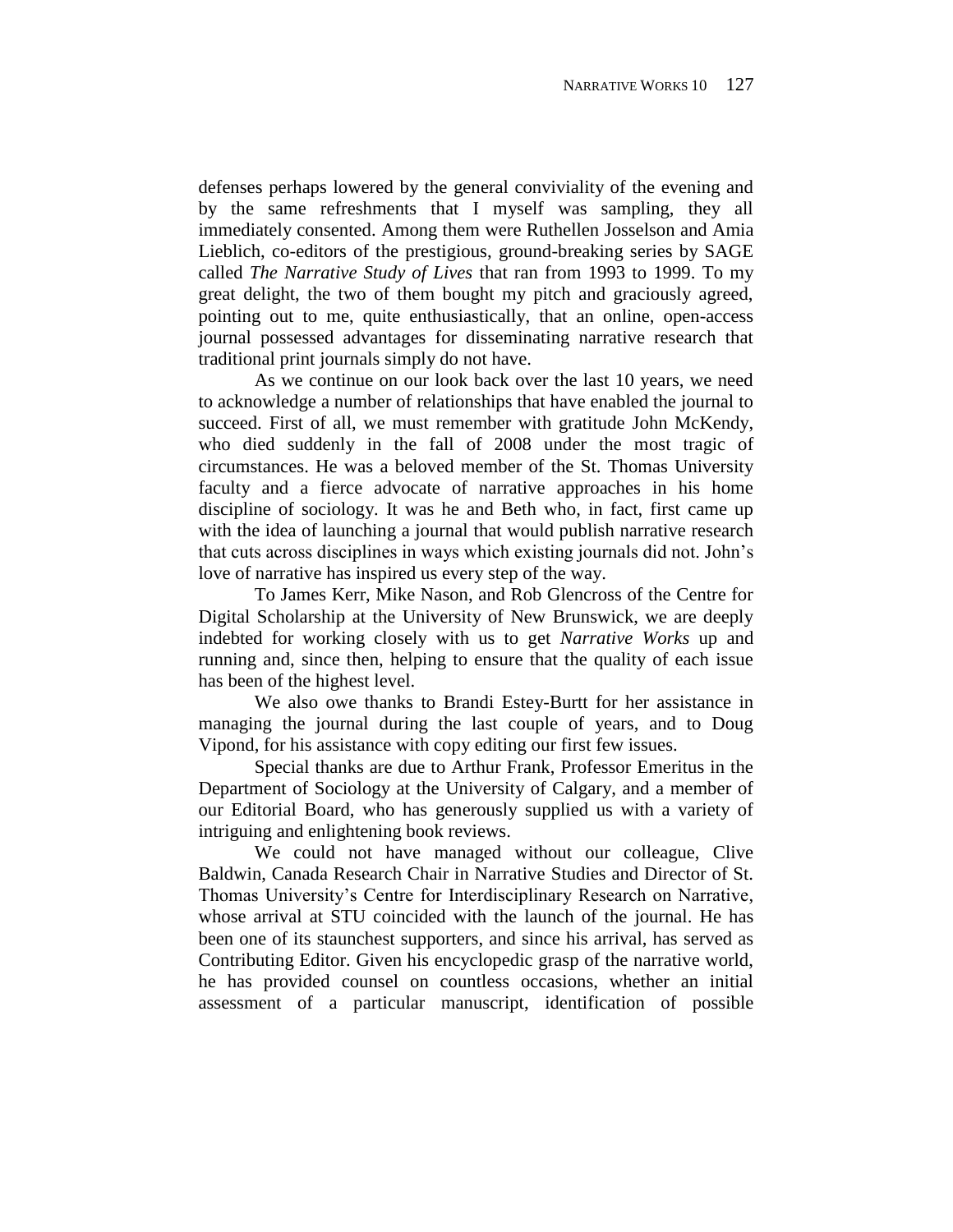defenses perhaps lowered by the general conviviality of the evening and by the same refreshments that I myself was sampling, they all immediately consented. Among them were Ruthellen Josselson and Amia Lieblich, co-editors of the prestigious, ground-breaking series by SAGE called *The Narrative Study of Lives* that ran from 1993 to 1999. To my great delight, the two of them bought my pitch and graciously agreed, pointing out to me, quite enthusiastically, that an online, open-access journal possessed advantages for disseminating narrative research that traditional print journals simply do not have.

As we continue on our look back over the last 10 years, we need to acknowledge a number of relationships that have enabled the journal to succeed. First of all, we must remember with gratitude John McKendy, who died suddenly in the fall of 2008 under the most tragic of circumstances. He was a beloved member of the St. Thomas University faculty and a fierce advocate of narrative approaches in his home discipline of sociology. It was he and Beth who, in fact, first came up with the idea of launching a journal that would publish narrative research that cuts across disciplines in ways which existing journals did not. John's love of narrative has inspired us every step of the way.

To James Kerr, Mike Nason, and Rob Glencross of the Centre for Digital Scholarship at the University of New Brunswick, we are deeply indebted for working closely with us to get *Narrative Works* up and running and, since then, helping to ensure that the quality of each issue has been of the highest level.

We also owe thanks to Brandi Estey-Burtt for her assistance in managing the journal during the last couple of years, and to Doug Vipond, for his assistance with copy editing our first few issues.

Special thanks are due to Arthur Frank, Professor Emeritus in the Department of Sociology at the University of Calgary, and a member of our Editorial Board, who has generously supplied us with a variety of intriguing and enlightening book reviews.

We could not have managed without our colleague, Clive Baldwin, Canada Research Chair in Narrative Studies and Director of St. Thomas University's Centre for Interdisciplinary Research on Narrative, whose arrival at STU coincided with the launch of the journal. He has been one of its staunchest supporters, and since his arrival, has served as Contributing Editor. Given his encyclopedic grasp of the narrative world, he has provided counsel on countless occasions, whether an initial assessment of a particular manuscript, identification of possible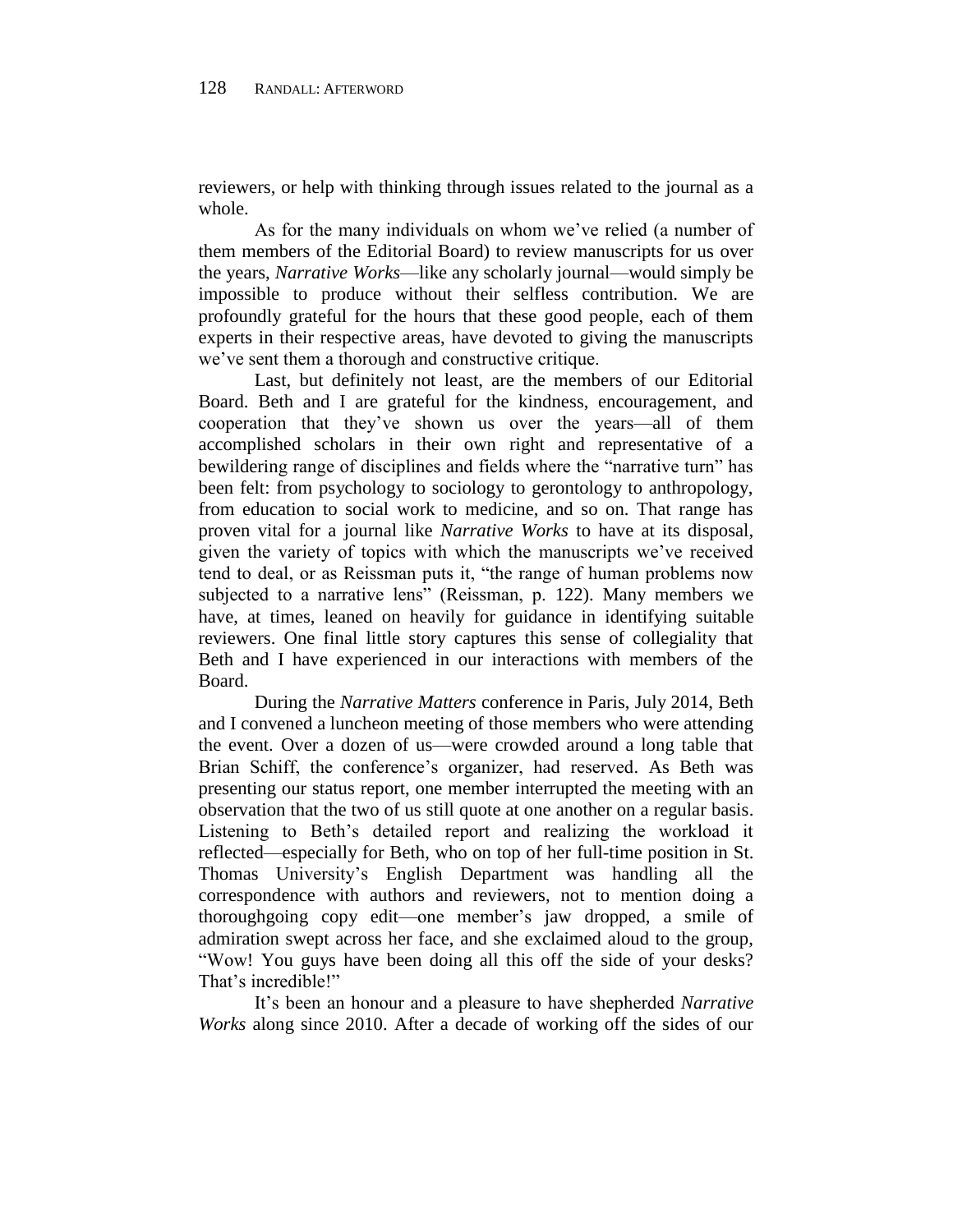reviewers, or help with thinking through issues related to the journal as a whole.

As for the many individuals on whom we've relied (a number of them members of the Editorial Board) to review manuscripts for us over the years, *Narrative Works*—like any scholarly journal—would simply be impossible to produce without their selfless contribution. We are profoundly grateful for the hours that these good people, each of them experts in their respective areas, have devoted to giving the manuscripts we've sent them a thorough and constructive critique.

Last, but definitely not least, are the members of our Editorial Board. Beth and I are grateful for the kindness, encouragement, and cooperation that they've shown us over the years—all of them accomplished scholars in their own right and representative of a bewildering range of disciplines and fields where the "narrative turn" has been felt: from psychology to sociology to gerontology to anthropology, from education to social work to medicine, and so on. That range has proven vital for a journal like *Narrative Works* to have at its disposal, given the variety of topics with which the manuscripts we've received tend to deal, or as Reissman puts it, "the range of human problems now subjected to a narrative lens" (Reissman, p. 122). Many members we have, at times, leaned on heavily for guidance in identifying suitable reviewers. One final little story captures this sense of collegiality that Beth and I have experienced in our interactions with members of the Board.

During the *Narrative Matters* conference in Paris, July 2014, Beth and I convened a luncheon meeting of those members who were attending the event. Over a dozen of us—were crowded around a long table that Brian Schiff, the conference's organizer, had reserved. As Beth was presenting our status report, one member interrupted the meeting with an observation that the two of us still quote at one another on a regular basis. Listening to Beth's detailed report and realizing the workload it reflected—especially for Beth, who on top of her full-time position in St. Thomas University's English Department was handling all the correspondence with authors and reviewers, not to mention doing a thoroughgoing copy edit—one member's jaw dropped, a smile of admiration swept across her face, and she exclaimed aloud to the group, "Wow! You guys have been doing all this off the side of your desks? That's incredible!"

It's been an honour and a pleasure to have shepherded *Narrative Works* along since 2010. After a decade of working off the sides of our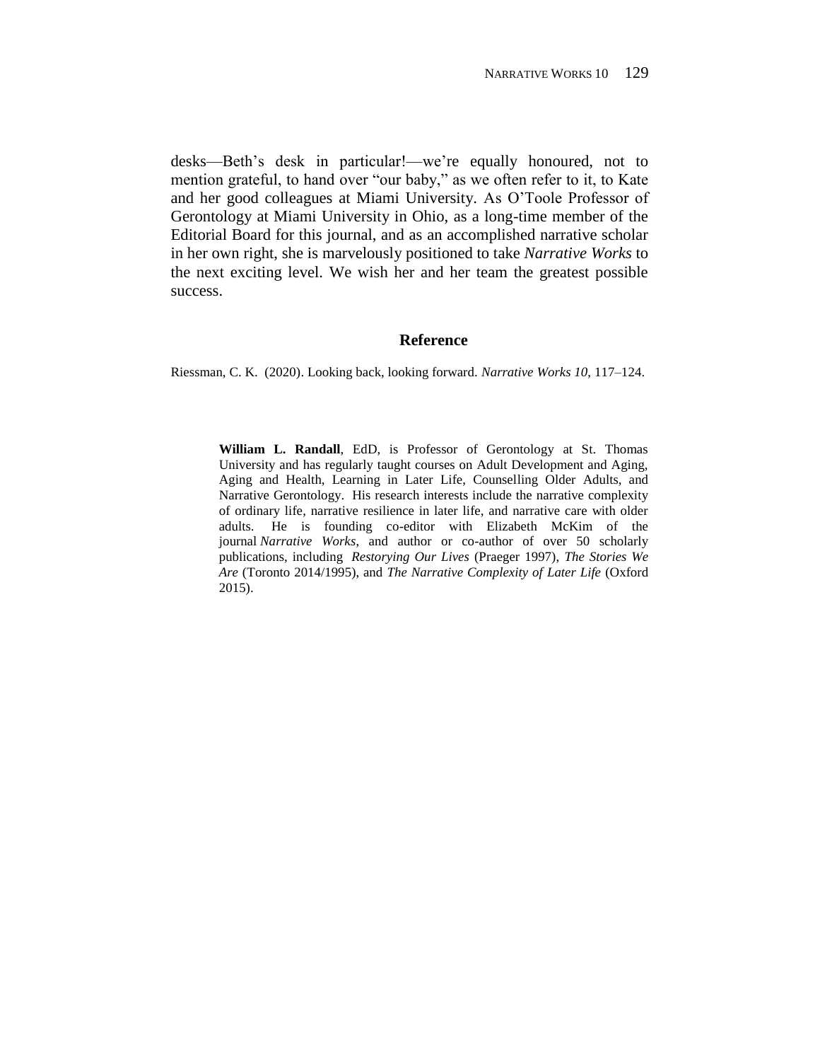desks—Beth's desk in particular!—we're equally honoured, not to mention grateful, to hand over "our baby," as we often refer to it, to Kate and her good colleagues at Miami University. As O'Toole Professor of Gerontology at Miami University in Ohio, as a long-time member of the Editorial Board for this journal, and as an accomplished narrative scholar in her own right, she is marvelously positioned to take *Narrative Works* to the next exciting level. We wish her and her team the greatest possible success.

## Reference

Riessman, C. K. (2020). Looking back, looking forward. *Narrative Works 10*, 117–124.

**William L. Randall**, EdD, is Professor of Gerontology at St. Thomas University and has regularly taught courses on Adult Development and Aging, Aging and Health, Learning in Later Life, Counselling Older Adults, and Narrative Gerontology. His research interests include the narrative complexity of ordinary life, narrative resilience in later life, and narrative care with older adults. He is founding co-editor with Elizabeth McKim of the journal *Narrative Works*, and author or co-author of over 50 scholarly publications, including *Restorying Our Lives* (Praeger 1997), *The Stories We Are* (Toronto 2014/1995), and *The Narrative Complexity of Later Life* (Oxford 2015).